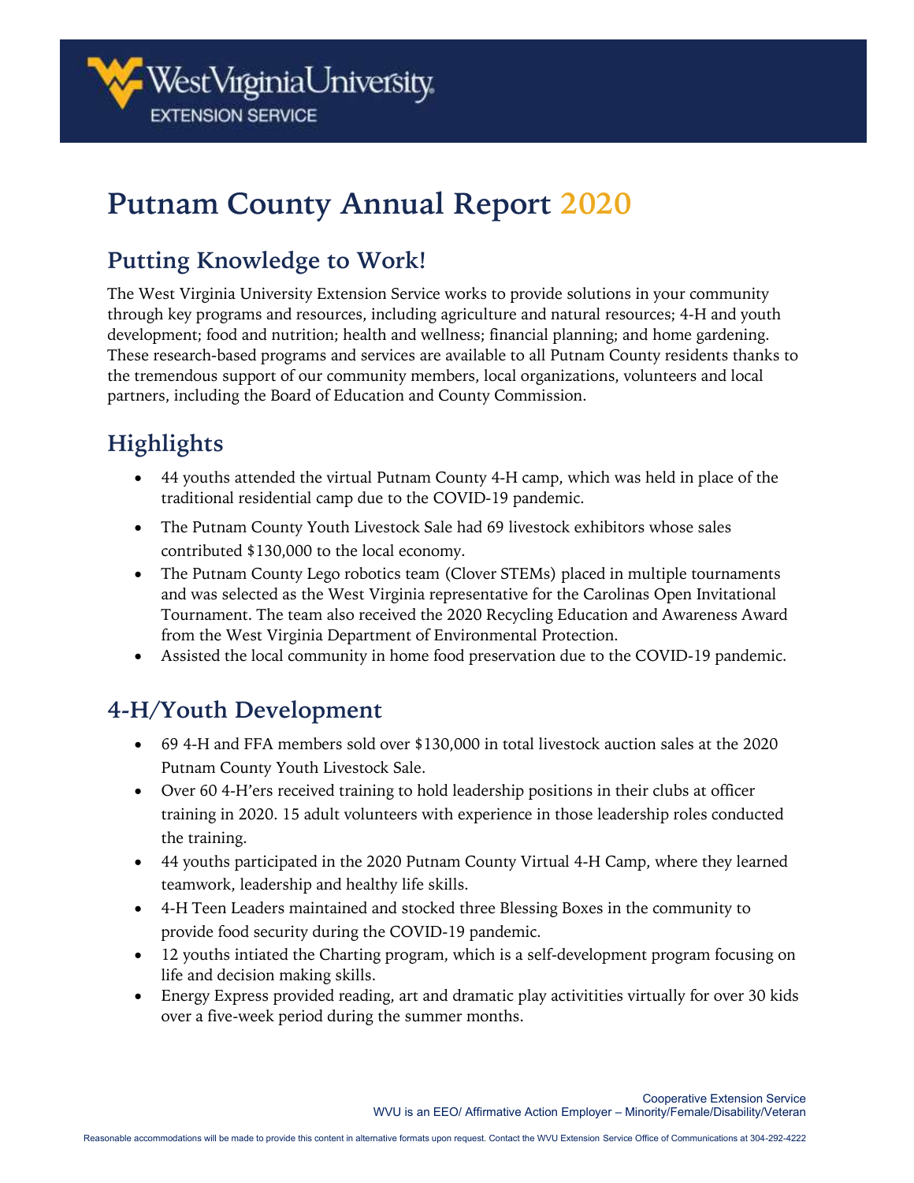West Virginia University EXTENSION SERVICE

# Putnam County Annual Report 2020

## Putting Knowledge to Work!

The West Virginia University Extension Service works to provide solutions in your community through key programs and resources, including agriculture and natural resources; 4-H and youth development; food and nutrition; health and wellness; financial planning; and home gardening. These research-based programs and services are available to all Putnam County residents thanks to the tremendous support of our community members, local organizations, volunteers and local partners, including the Board of Education and County Commission.

## Highlights

- 44 youths attended the virtual Putnam County 4-H camp, which was held in place of the traditional residential camp due to the COVID-19 pandemic.
- The Putnam County Youth Livestock Sale had 69 livestock exhibitors whose sales contributed $130,000 to the local economy.
- The Putnam County Lego robotics team (Clover STEMs) placed in multiple tournaments and was selected as the West Virginia representative for the Carolinas Open Invitational Tournament. The team also received the 2020 Recycling Education and Awareness Award from the West Virginia Department of Environmental Protection.
- Assisted the local community in home food preservation due to the COVID-19 pandemic.

## 4-H/Youth Development

- 69 4-H and FFA members sold over $130,000 in total livestock auction sales at the 2020 Putnam County Youth Livestock Sale.
- Over 60 4-H'ers received training to hold leadership positions in their clubs at officer training in 2020. 15 adult volunteers with experience in those leadership roles conducted the training.
- 44 youths participated in the 2020 Putnam County Virtual 4-H Camp, where they learned teamwork, leadership and healthy life skills.
- 4-H Teen Leaders maintained and stocked three Blessing Boxes in the community to provide food security during the COVID-19 pandemic.
- 12 youths intiated the Charting program, which is a self-development program focusing on life and decision making skills.
- Energy Express provided reading, art and dramatic play activitities virtually for over 30 kids over a five-week period during the summer months.

Cooperative Extension Service
WVU is an EEO/ Affirmative Action Employer – Minority/Female/Disability/Veteran

Reasonable accommodations will be made to provide this content in alternative formats upon request. Contact the WVU Extension Service Office of Communications at 304-292-4222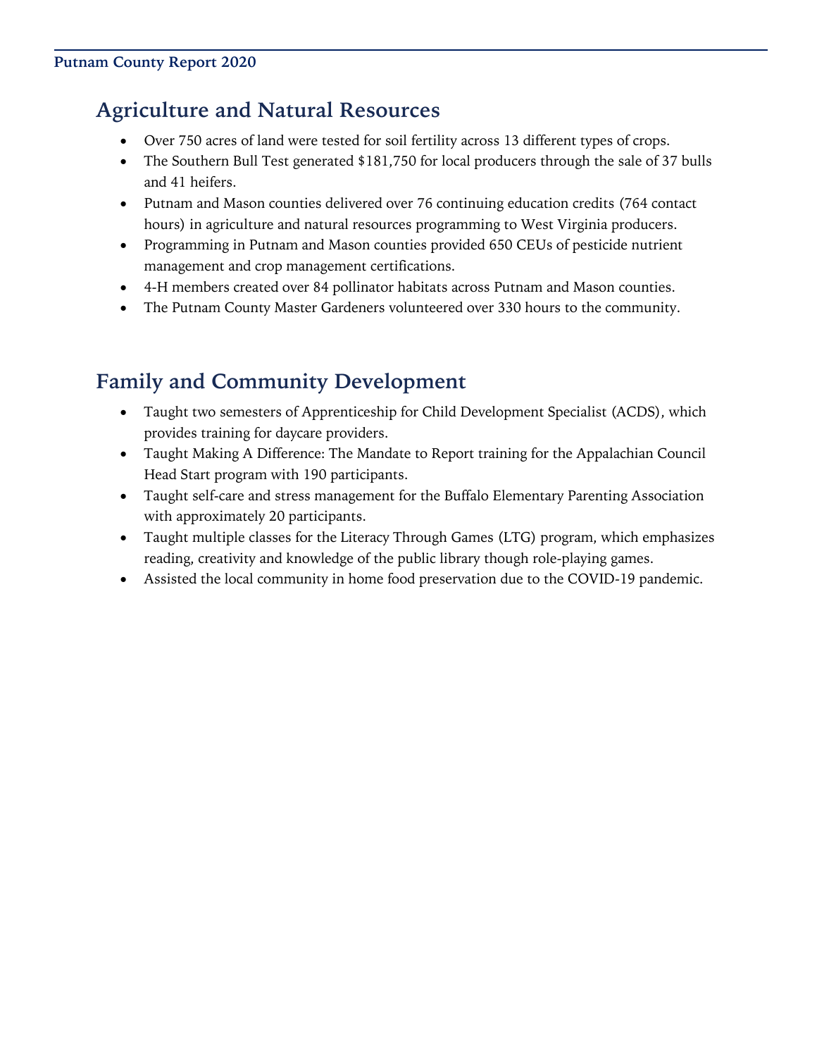## Agriculture and Natural Resources

- Over 750 acres of land were tested for soil fertility across 13 different types of crops.
- The Southern Bull Test generated $181,750 for local producers through the sale of 37 bulls and 41 heifers.
- Putnam and Mason counties delivered over 76 continuing education credits (764 contact hours) in agriculture and natural resources programming to West Virginia producers.
- Programming in Putnam and Mason counties provided 650 CEUs of pesticide nutrient management and crop management certifications.
- 4-H members created over 84 pollinator habitats across Putnam and Mason counties.
- The Putnam County Master Gardeners volunteered over 330 hours to the community.

## Family and Community Development

- Taught two semesters of Apprenticeship for Child Development Specialist (ACDS), which provides training for daycare providers.
- Taught Making A Difference: The Mandate to Report training for the Appalachian Council Head Start program with 190 participants.
- Taught self-care and stress management for the Buffalo Elementary Parenting Association with approximately 20 participants.
- Taught multiple classes for the Literacy Through Games (LTG) program, which emphasizes reading, creativity and knowledge of the public library though role-playing games.
- Assisted the local community in home food preservation due to the COVID-19 pandemic.